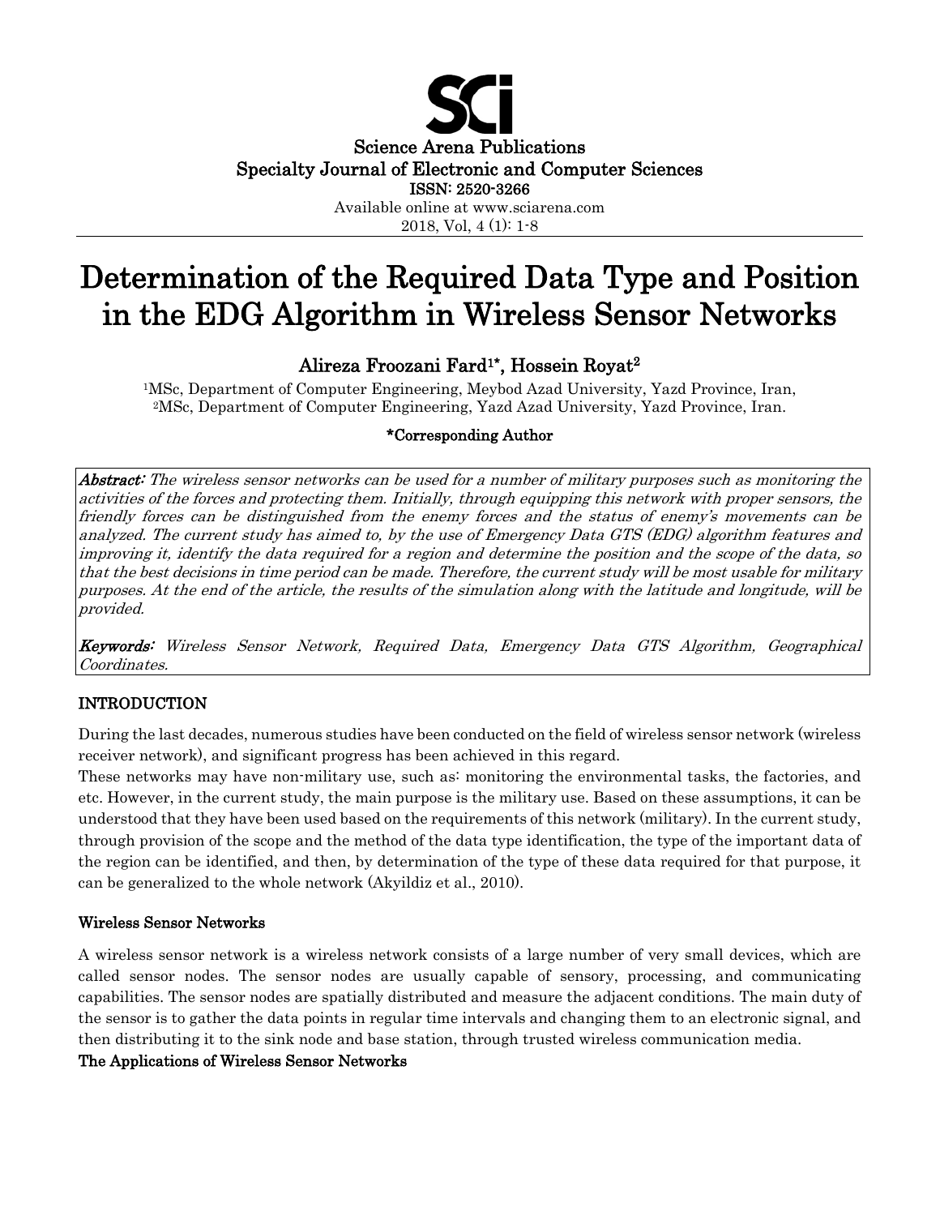Science Arena Publications
Specialty Journal of Electronic and Computer Sciences
ISSN: 2520-3266
Available online at www.sciarena.com
2018, Vol, 4 (1): 1-8

# Determination of the Required Data Type and Position in the EDG Algorithm in Wireless Sensor Networks

**Alireza Froozani Fard[1]*, Hossein Royat[2]**

[1]MSc, Department of Computer Engineering, Meybod Azad University, Yazd Province, Iran,
[2]MSc, Department of Computer Engineering, Yazd Azad University, Yazd Province, Iran.

**\*Corresponding Author**

***Abstract:*** *The wireless sensor networks can be used for a number of military purposes such as monitoring the activities of the forces and protecting them. Initially, through equipping this network with proper sensors, the friendly forces can be distinguished from the enemy forces and the status of enemy's movements can be analyzed. The current study has aimed to, by the use of Emergency Data GTS (EDG) algorithm features and improving it, identify the data required for a region and determine the position and the scope of the data, so that the best decisions in time period can be made. Therefore, the current study will be most usable for military purposes. At the end of the article, the results of the simulation along with the latitude and longitude, will be provided.*

***Keywords:*** *Wireless Sensor Network, Required Data, Emergency Data GTS Algorithm, Geographical Coordinates.*

## INTRODUCTION

During the last decades, numerous studies have been conducted on the field of wireless sensor network (wireless receiver network), and significant progress has been achieved in this regard.

These networks may have non-military use, such as: monitoring the environmental tasks, the factories, and etc. However, in the current study, the main purpose is the military use. Based on these assumptions, it can be understood that they have been used based on the requirements of this network (military). In the current study, through provision of the scope and the method of the data type identification, the type of the important data of the region can be identified, and then, by determination of the type of these data required for that purpose, it can be generalized to the whole network (Akyildiz et al., 2010).

### Wireless Sensor Networks

A wireless sensor network is a wireless network consists of a large number of very small devices, which are called sensor nodes. The sensor nodes are usually capable of sensory, processing, and communicating capabilities. The sensor nodes are spatially distributed and measure the adjacent conditions. The main duty of the sensor is to gather the data points in regular time intervals and changing them to an electronic signal, and then distributing it to the sink node and base station, through trusted wireless communication media.

### The Applications of Wireless Sensor Networks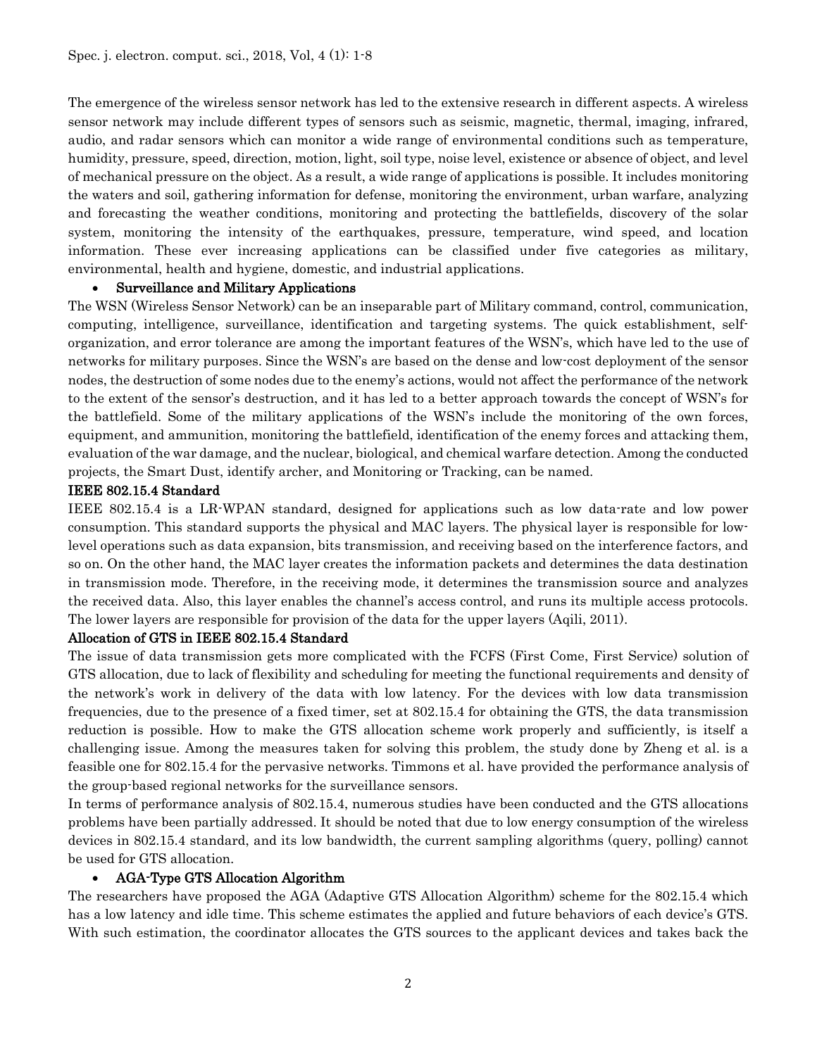The emergence of the wireless sensor network has led to the extensive research in different aspects. A wireless sensor network may include different types of sensors such as seismic, magnetic, thermal, imaging, infrared, audio, and radar sensors which can monitor a wide range of environmental conditions such as temperature, humidity, pressure, speed, direction, motion, light, soil type, noise level, existence or absence of object, and level of mechanical pressure on the object. As a result, a wide range of applications is possible. It includes monitoring the waters and soil, gathering information for defense, monitoring the environment, urban warfare, analyzing and forecasting the weather conditions, monitoring and protecting the battlefields, discovery of the solar system, monitoring the intensity of the earthquakes, pressure, temperature, wind speed, and location information. These ever increasing applications can be classified under five categories as military, environmental, health and hygiene, domestic, and industrial applications.

- **Surveillance and Military Applications**

The WSN (Wireless Sensor Network) can be an inseparable part of Military command, control, communication, computing, intelligence, surveillance, identification and targeting systems. The quick establishment, self-organization, and error tolerance are among the important features of the WSN's, which have led to the use of networks for military purposes. Since the WSN's are based on the dense and low-cost deployment of the sensor nodes, the destruction of some nodes due to the enemy's actions, would not affect the performance of the network to the extent of the sensor's destruction, and it has led to a better approach towards the concept of WSN's for the battlefield. Some of the military applications of the WSN's include the monitoring of the own forces, equipment, and ammunition, monitoring the battlefield, identification of the enemy forces and attacking them, evaluation of the war damage, and the nuclear, biological, and chemical warfare detection. Among the conducted projects, the Smart Dust, identify archer, and Monitoring or Tracking, can be named.

**IEEE 802.15.4 Standard**

IEEE 802.15.4 is a LR-WPAN standard, designed for applications such as low data-rate and low power consumption. This standard supports the physical and MAC layers. The physical layer is responsible for low-level operations such as data expansion, bits transmission, and receiving based on the interference factors, and so on. On the other hand, the MAC layer creates the information packets and determines the data destination in transmission mode. Therefore, in the receiving mode, it determines the transmission source and analyzes the received data. Also, this layer enables the channel's access control, and runs its multiple access protocols. The lower layers are responsible for provision of the data for the upper layers (Aqili, 2011).

**Allocation of GTS in IEEE 802.15.4 Standard**

The issue of data transmission gets more complicated with the FCFS (First Come, First Service) solution of GTS allocation, due to lack of flexibility and scheduling for meeting the functional requirements and density of the network's work in delivery of the data with low latency. For the devices with low data transmission frequencies, due to the presence of a fixed timer, set at 802.15.4 for obtaining the GTS, the data transmission reduction is possible. How to make the GTS allocation scheme work properly and sufficiently, is itself a challenging issue. Among the measures taken for solving this problem, the study done by Zheng et al. is a feasible one for 802.15.4 for the pervasive networks. Timmons et al. have provided the performance analysis of the group-based regional networks for the surveillance sensors.

In terms of performance analysis of 802.15.4, numerous studies have been conducted and the GTS allocations problems have been partially addressed. It should be noted that due to low energy consumption of the wireless devices in 802.15.4 standard, and its low bandwidth, the current sampling algorithms (query, polling) cannot be used for GTS allocation.

- **AGA-Type GTS Allocation Algorithm**

The researchers have proposed the AGA (Adaptive GTS Allocation Algorithm) scheme for the 802.15.4 which has a low latency and idle time. This scheme estimates the applied and future behaviors of each device's GTS. With such estimation, the coordinator allocates the GTS sources to the applicant devices and takes back the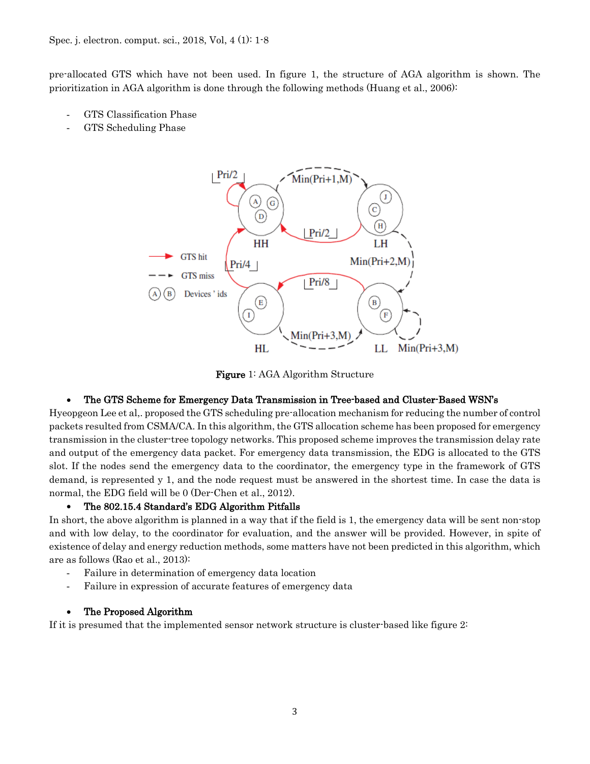pre-allocated GTS which have not been used. In figure 1, the structure of AGA algorithm is shown. The prioritization in AGA algorithm is done through the following methods (Huang et al., 2006):

- GTS Classification Phase
- GTS Scheduling Phase

Figure 1: AGA Algorithm Structure

- **The GTS Scheme for Emergency Data Transmission in Tree-based and Cluster-Based WSN's**

Hyeopgeon Lee et al,. proposed the GTS scheduling pre-allocation mechanism for reducing the number of control packets resulted from CSMA/CA. In this algorithm, the GTS allocation scheme has been proposed for emergency transmission in the cluster-tree topology networks. This proposed scheme improves the transmission delay rate and output of the emergency data packet. For emergency data transmission, the EDG is allocated to the GTS slot. If the nodes send the emergency data to the coordinator, the emergency type in the framework of GTS demand, is represented y 1, and the node request must be answered in the shortest time. In case the data is normal, the EDG field will be 0 (Der-Chen et al., 2012).

- **The 802.15.4 Standard's EDG Algorithm Pitfalls**

In short, the above algorithm is planned in a way that if the field is 1, the emergency data will be sent non-stop and with low delay, to the coordinator for evaluation, and the answer will be provided. However, in spite of existence of delay and energy reduction methods, some matters have not been predicted in this algorithm, which are as follows (Rao et al., 2013):

- Failure in determination of emergency data location
- Failure in expression of accurate features of emergency data

- **The Proposed Algorithm**

If it is presumed that the implemented sensor network structure is cluster-based like figure 2: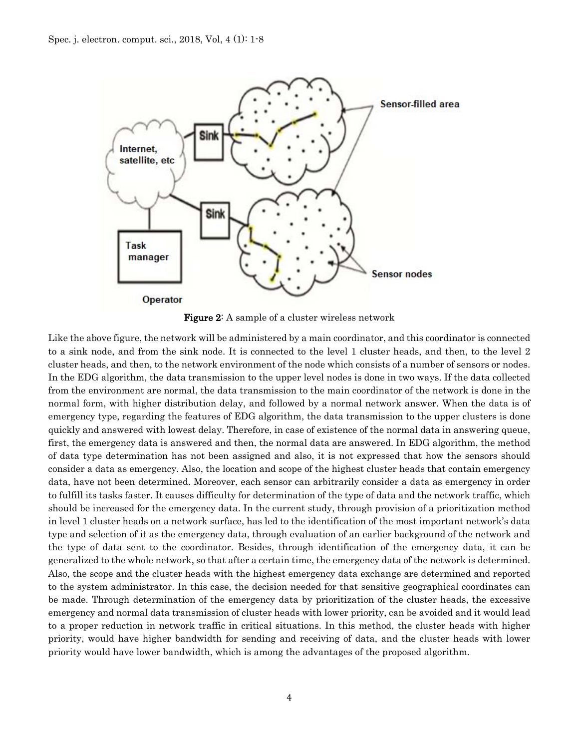**Figure 2**: A sample of a cluster wireless network

Like the above figure, the network will be administered by a main coordinator, and this coordinator is connected to a sink node, and from the sink node. It is connected to the level 1 cluster heads, and then, to the level 2 cluster heads, and then, to the network environment of the node which consists of a number of sensors or nodes. In the EDG algorithm, the data transmission to the upper level nodes is done in two ways. If the data collected from the environment are normal, the data transmission to the main coordinator of the network is done in the normal form, with higher distribution delay, and followed by a normal network answer. When the data is of emergency type, regarding the features of EDG algorithm, the data transmission to the upper clusters is done quickly and answered with lowest delay. Therefore, in case of existence of the normal data in answering queue, first, the emergency data is answered and then, the normal data are answered. In EDG algorithm, the method of data type determination has not been assigned and also, it is not expressed that how the sensors should consider a data as emergency. Also, the location and scope of the highest cluster heads that contain emergency data, have not been determined. Moreover, each sensor can arbitrarily consider a data as emergency in order to fulfill its tasks faster. It causes difficulty for determination of the type of data and the network traffic, which should be increased for the emergency data. In the current study, through provision of a prioritization method in level 1 cluster heads on a network surface, has led to the identification of the most important network's data type and selection of it as the emergency data, through evaluation of an earlier background of the network and the type of data sent to the coordinator. Besides, through identification of the emergency data, it can be generalized to the whole network, so that after a certain time, the emergency data of the network is determined. Also, the scope and the cluster heads with the highest emergency data exchange are determined and reported to the system administrator. In this case, the decision needed for that sensitive geographical coordinates can be made. Through determination of the emergency data by prioritization of the cluster heads, the excessive emergency and normal data transmission of cluster heads with lower priority, can be avoided and it would lead to a proper reduction in network traffic in critical situations. In this method, the cluster heads with higher priority, would have higher bandwidth for sending and receiving of data, and the cluster heads with lower priority would have lower bandwidth, which is among the advantages of the proposed algorithm.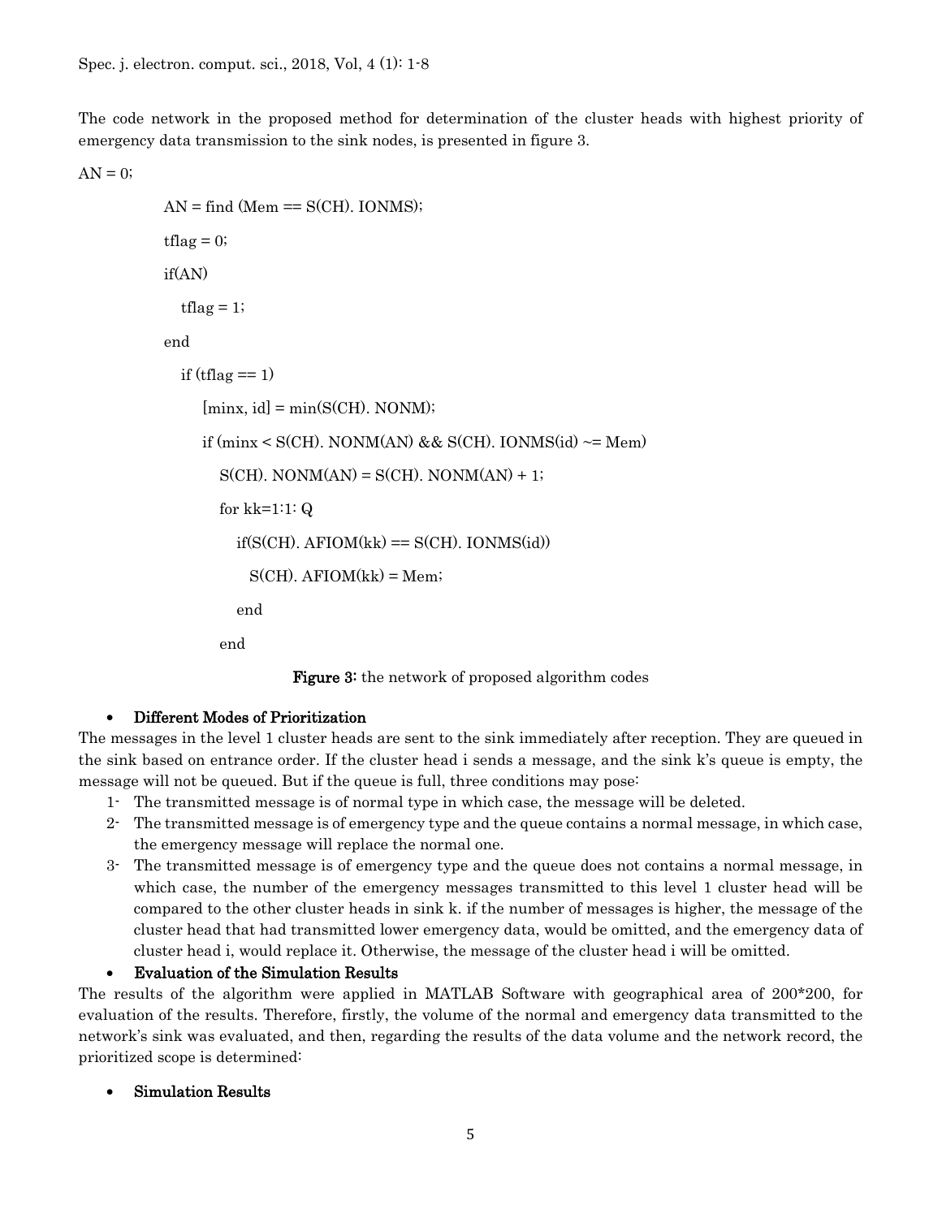The code network in the proposed method for determination of the cluster heads with highest priority of emergency data transmission to the sink nodes, is presented in figure 3.

```
AN = 0;
        AN = find (Mem == S(CH). IONMS);
        tflag = 0;
        if(AN)
           tflag = 1;
        end
          if (tflag == 1)
              [minx, id] = min(S(CH). NONM);
              if (minx < S(CH). NONM(AN) && S(CH). IONMS(id) ~= Mem)
                  S(CH). NONM(AN) = S(CH). NONM(AN) + 1;
                  for kk=1:1: Q
                     if(S(CH). AFIOM(kk) == S(CH). IONMS(id))
                        S(CH). AFIOM(kk) = Mem;
                     end
                  end
```

**Figure 3:** the network of proposed algorithm codes

- **Different Modes of Prioritization**

The messages in the level 1 cluster heads are sent to the sink immediately after reception. They are queued in the sink based on entrance order. If the cluster head i sends a message, and the sink k's queue is empty, the message will not be queued. But if the queue is full, three conditions may pose:

1- The transmitted message is of normal type in which case, the message will be deleted.
2- The transmitted message is of emergency type and the queue contains a normal message, in which case, the emergency message will replace the normal one.
3- The transmitted message is of emergency type and the queue does not contains a normal message, in which case, the number of the emergency messages transmitted to this level 1 cluster head will be compared to the other cluster heads in sink k. if the number of messages is higher, the message of the cluster head that had transmitted lower emergency data, would be omitted, and the emergency data of cluster head i, would replace it. Otherwise, the message of the cluster head i will be omitted.

- **Evaluation of the Simulation Results**

The results of the algorithm were applied in MATLAB Software with geographical area of 200*200, for evaluation of the results. Therefore, firstly, the volume of the normal and emergency data transmitted to the network's sink was evaluated, and then, regarding the results of the data volume and the network record, the prioritized scope is determined:

- **Simulation Results**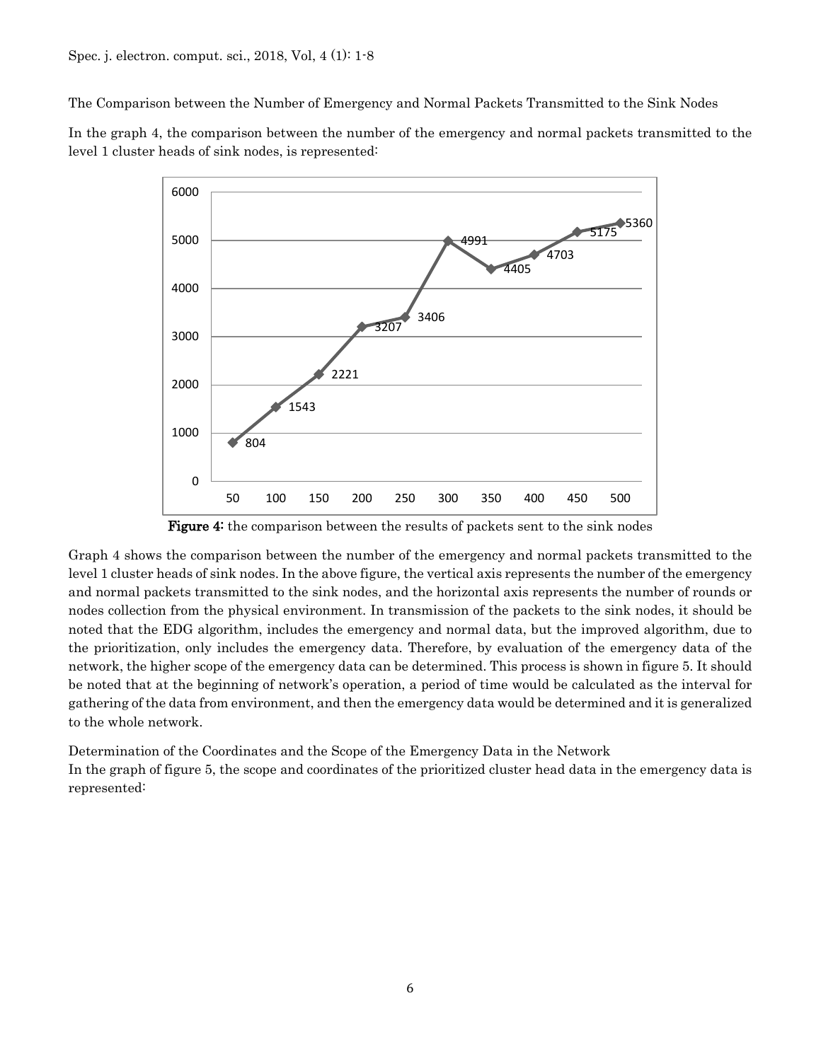The Comparison between the Number of Emergency and Normal Packets Transmitted to the Sink Nodes

In the graph 4, the comparison between the number of the emergency and normal packets transmitted to the level 1 cluster heads of sink nodes, is represented:

**Figure 4:** the comparison between the results of packets sent to the sink nodes

Graph 4 shows the comparison between the number of the emergency and normal packets transmitted to the level 1 cluster heads of sink nodes. In the above figure, the vertical axis represents the number of the emergency and normal packets transmitted to the sink nodes, and the horizontal axis represents the number of rounds or nodes collection from the physical environment. In transmission of the packets to the sink nodes, it should be noted that the EDG algorithm, includes the emergency and normal data, but the improved algorithm, due to the prioritization, only includes the emergency data. Therefore, by evaluation of the emergency data of the network, the higher scope of the emergency data can be determined. This process is shown in figure 5. It should be noted that at the beginning of network's operation, a period of time would be calculated as the interval for gathering of the data from environment, and then the emergency data would be determined and it is generalized to the whole network.

Determination of the Coordinates and the Scope of the Emergency Data in the Network

In the graph of figure 5, the scope and coordinates of the prioritized cluster head data in the emergency data is represented: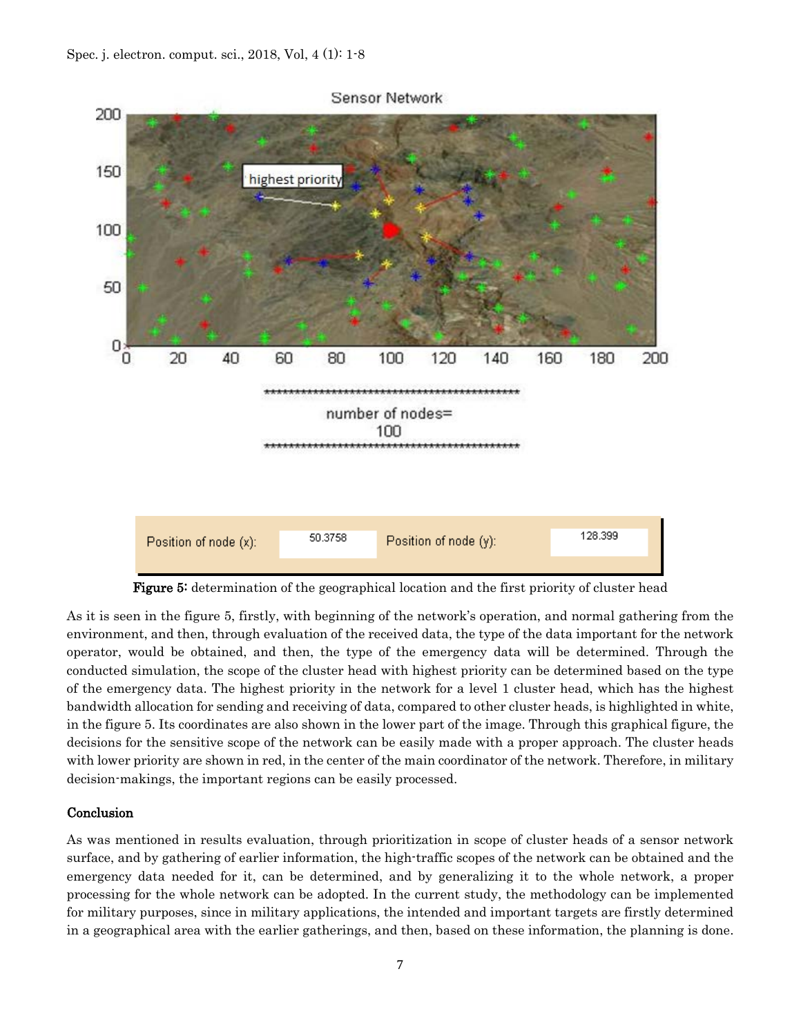**Figure 5:** determination of the geographical location and the first priority of cluster head

As it is seen in the figure 5, firstly, with beginning of the network's operation, and normal gathering from the environment, and then, through evaluation of the received data, the type of the data important for the network operator, would be obtained, and then, the type of the emergency data will be determined. Through the conducted simulation, the scope of the cluster head with highest priority can be determined based on the type of the emergency data. The highest priority in the network for a level 1 cluster head, which has the highest bandwidth allocation for sending and receiving of data, compared to other cluster heads, is highlighted in white, in the figure 5. Its coordinates are also shown in the lower part of the image. Through this graphical figure, the decisions for the sensitive scope of the network can be easily made with a proper approach. The cluster heads with lower priority are shown in red, in the center of the main coordinator of the network. Therefore, in military decision-makings, the important regions can be easily processed.

## Conclusion

As was mentioned in results evaluation, through prioritization in scope of cluster heads of a sensor network surface, and by gathering of earlier information, the high-traffic scopes of the network can be obtained and the emergency data needed for it, can be determined, and by generalizing it to the whole network, a proper processing for the whole network can be adopted. In the current study, the methodology can be implemented for military purposes, since in military applications, the intended and important targets are firstly determined in a geographical area with the earlier gatherings, and then, based on these information, the planning is done.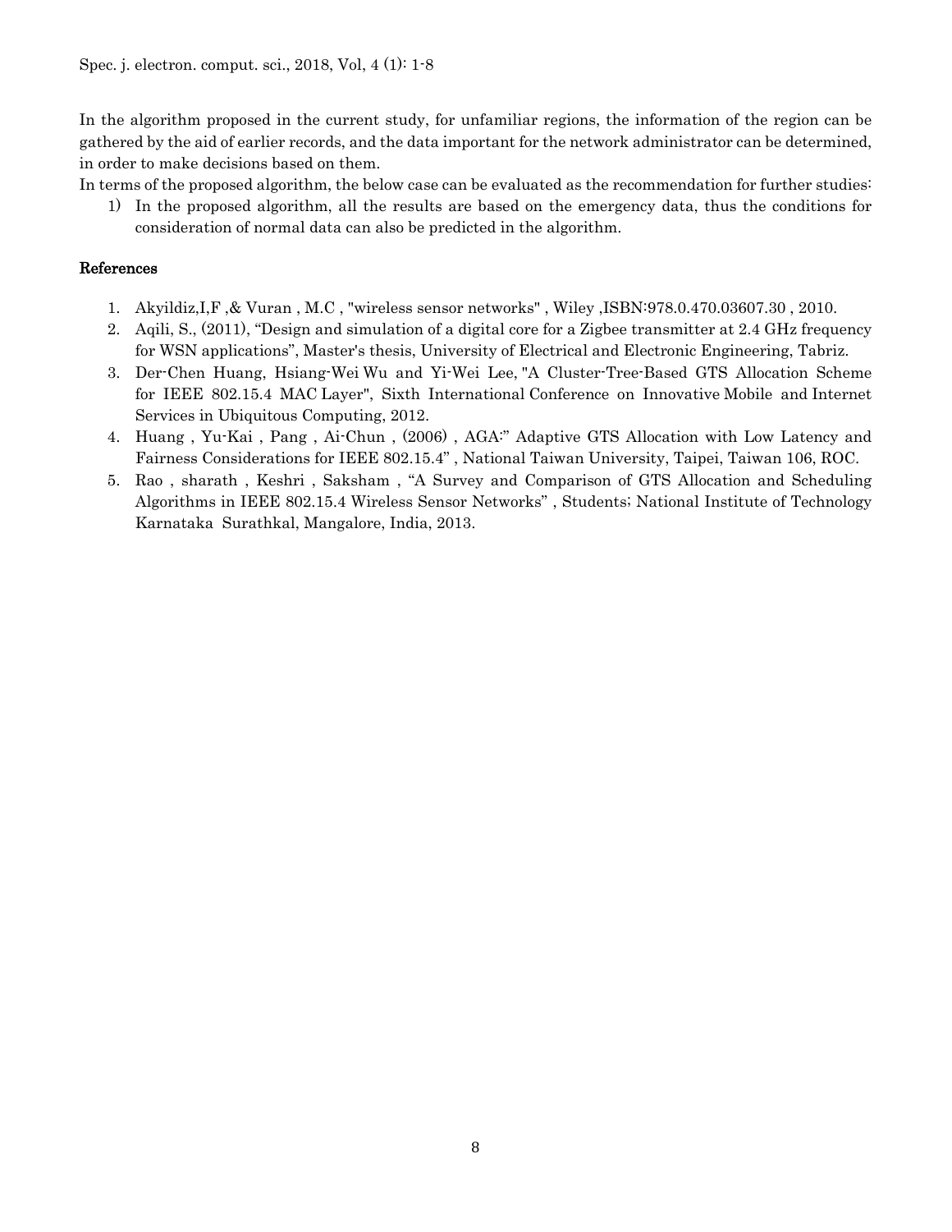In the algorithm proposed in the current study, for unfamiliar regions, the information of the region can be gathered by the aid of earlier records, and the data important for the network administrator can be determined, in order to make decisions based on them.

In terms of the proposed algorithm, the below case can be evaluated as the recommendation for further studies:

1) In the proposed algorithm, all the results are based on the emergency data, thus the conditions for consideration of normal data can also be predicted in the algorithm.

## References

1. Akyildiz,I,F ,& Vuran , M.C , "wireless sensor networks" , Wiley ,ISBN:978.0.470.03607.30 , 2010.
2. Aqili, S., (2011), "Design and simulation of a digital core for a Zigbee transmitter at 2.4 GHz frequency for WSN applications", Master's thesis, University of Electrical and Electronic Engineering, Tabriz.
3. Der-Chen Huang, Hsiang-Wei Wu and Yi-Wei Lee, "A Cluster-Tree-Based GTS Allocation Scheme for IEEE 802.15.4 MAC Layer", Sixth International Conference on Innovative Mobile and Internet Services in Ubiquitous Computing, 2012.
4. Huang , Yu-Kai , Pang , Ai-Chun , (2006) , AGA:" Adaptive GTS Allocation with Low Latency and Fairness Considerations for IEEE 802.15.4" , National Taiwan University, Taipei, Taiwan 106, ROC.
5. Rao , sharath , Keshri , Saksham , "A Survey and Comparison of GTS Allocation and Scheduling Algorithms in IEEE 802.15.4 Wireless Sensor Networks" , Students; National Institute of Technology Karnataka Surathkal, Mangalore, India, 2013.